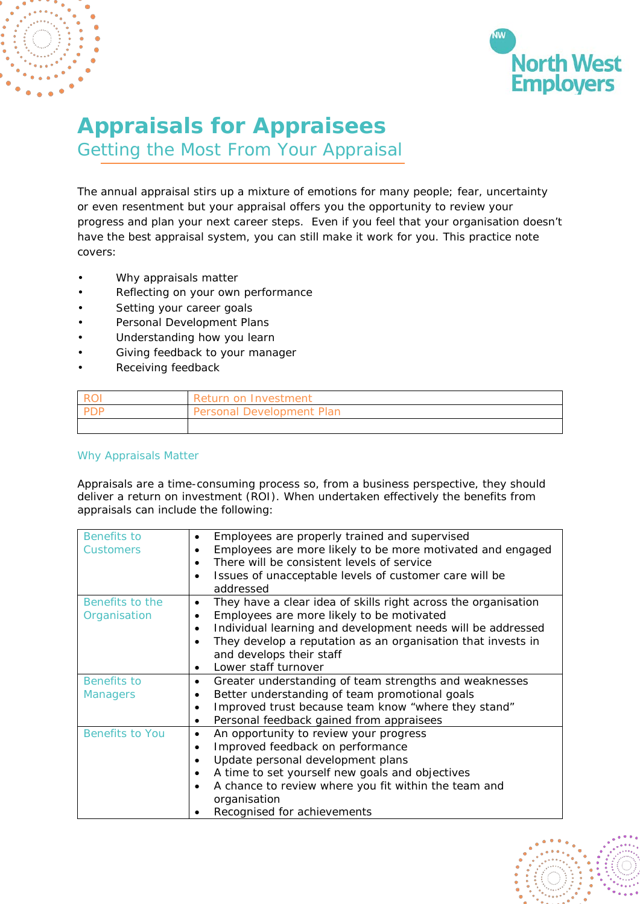# Appraisals for Appraisees

## Getting the Most From Your Appraisal

The annual appraisal stirs up a mixture of emotions for many people; fear, uncertainty or even resentment but your appraisal offers you the opportunity to review your progress and plan your next career steps. Even if you feel that your organisation doesn't have the best appraisal system, you can still make it work for you. This practice note covers:

- Why appraisals matter
- Reflecting on your own performance
- Setting your career goals
- Personal Development Plans
- Understanding how you learn
- Giving feedback to your manager
- Receiving feedback

| ROI | Return on Investment |
|---|---|
| PDP | Personal Development Plan |
| | |

### Why Appraisals Matter

Appraisals are a time-consuming process so, from a business perspective, they should deliver a return on investment (ROI). When undertaken effectively the benefits from appraisals can include the following:

| | |
|---|---|
| Benefits to Customers | • Employees are properly trained and supervised<br>• Employees are more likely to be more motivated and engaged<br>• There will be consistent levels of service<br>• Issues of unacceptable levels of customer care will be addressed |
| Benefits to the Organisation | • They have a clear idea of skills right across the organisation<br>• Employees are more likely to be motivated<br>• Individual learning and development needs will be addressed<br>• They develop a reputation as an organisation that invests in and develops their staff<br>• Lower staff turnover |
| Benefits to Managers | • Greater understanding of team strengths and weaknesses<br>• Better understanding of team promotional goals<br>• Improved trust because team know "where they stand"<br>• Personal feedback gained from appraisees |
| Benefits to You | • An opportunity to review your progress<br>• Improved feedback on performance<br>• Update personal development plans<br>• A time to set yourself new goals and objectives<br>• A chance to review where you fit within the team and organisation<br>• Recognised for achievements |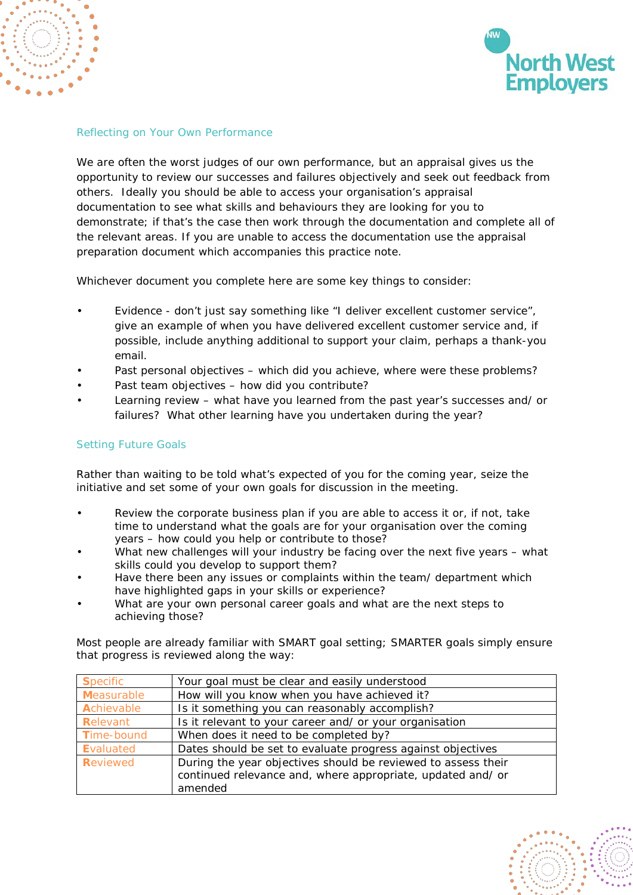## Reflecting on Your Own Performance

We are often the worst judges of our own performance, but an appraisal gives us the opportunity to review our successes and failures objectively and seek out feedback from others. Ideally you should be able to access your organisation's appraisal documentation to see what skills and behaviours they are looking for you to demonstrate; if that's the case then work through the documentation and complete all of the relevant areas. If you are unable to access the documentation use the appraisal preparation document which accompanies this practice note.

Whichever document you complete here are some key things to consider:

- Evidence - don't just say something like "I deliver excellent customer service", give an example of when you have delivered excellent customer service and, if possible, include anything additional to support your claim, perhaps a thank-you email.
- Past personal objectives – which did you achieve, where were these problems?
- Past team objectives – how did you contribute?
- Learning review – what have you learned from the past year's successes and/ or failures? What other learning have you undertaken during the year?

## Setting Future Goals

Rather than waiting to be told what's expected of you for the coming year, seize the initiative and set some of your own goals for discussion in the meeting.

- Review the corporate business plan if you are able to access it or, if not, take time to understand what the goals are for your organisation over the coming years – how could you help or contribute to those?
- What new challenges will your industry be facing over the next five years – what skills could you develop to support them?
- Have there been any issues or complaints within the team/ department which have highlighted gaps in your skills or experience?
- What are your own personal career goals and what are the next steps to achieving those?

Most people are already familiar with SMART goal setting; SMARTER goals simply ensure that progress is reviewed along the way:

| | |
|---|---|
| **S**pecific | Your goal must be clear and easily understood |
| **M**easurable | How will you know when you have achieved it? |
| **A**chievable | Is it something you can reasonably accomplish? |
| **R**elevant | Is it relevant to your career and/ or your organisation |
| **T**ime-bound | When does it need to be completed by? |
| **E**valuated | Dates should be set to evaluate progress against objectives |
| **R**eviewed | During the year objectives should be reviewed to assess their continued relevance and, where appropriate, updated and/ or amended |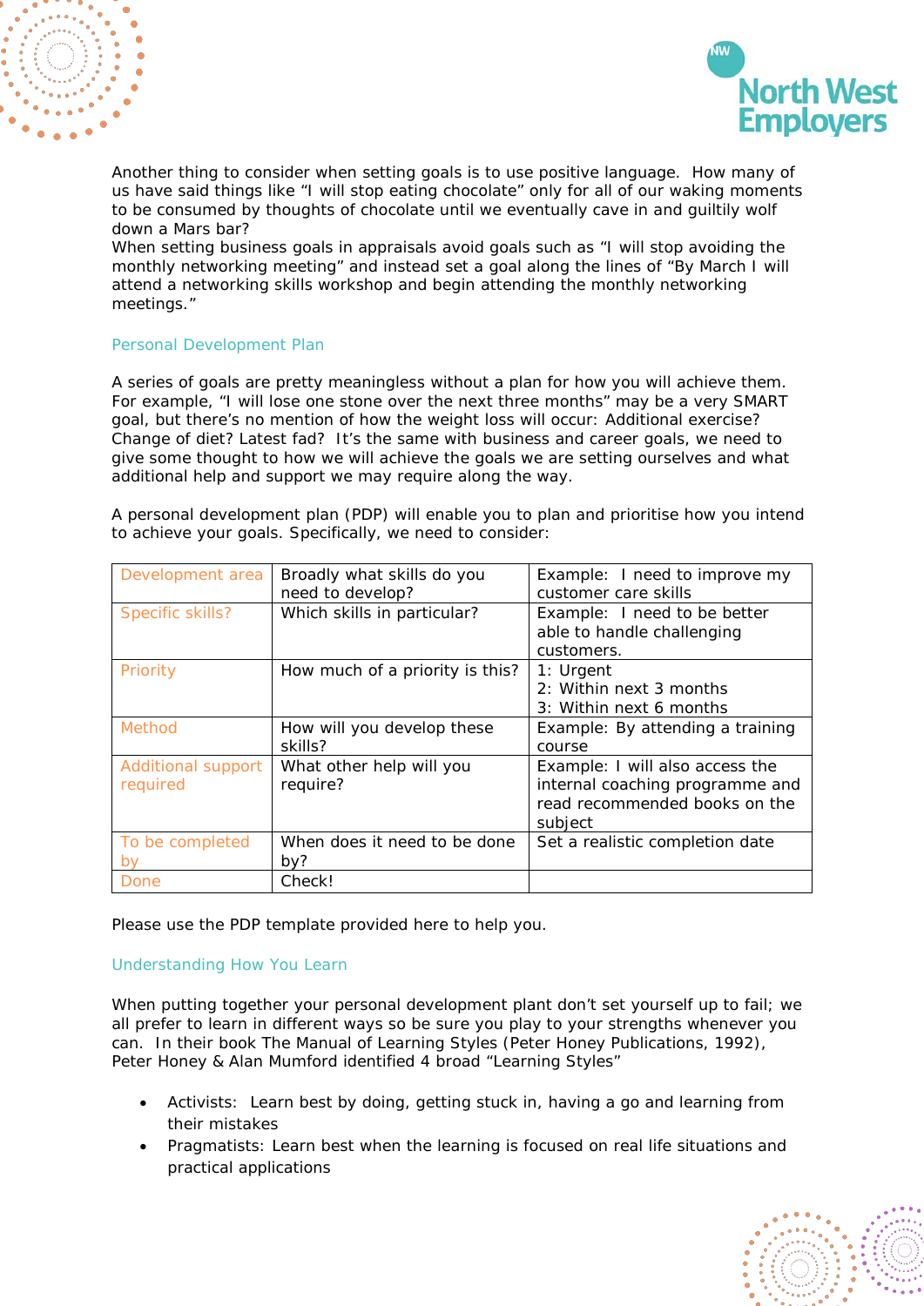Another thing to consider when setting goals is to use positive language. How many of us have said things like “I will stop eating chocolate” only for all of our waking moments to be consumed by thoughts of chocolate until we eventually cave in and guiltily wolf down a Mars bar?
When setting business goals in appraisals avoid goals such as “I will stop avoiding the monthly networking meeting” and instead set a goal along the lines of “By March I will attend a networking skills workshop and begin attending the monthly networking meetings.”

## Personal Development Plan

A series of goals are pretty meaningless without a plan for how you will achieve them. For example, “I will lose one stone over the next three months” may be a very SMART goal, but there’s no mention of how the weight loss will occur: Additional exercise? Change of diet? Latest fad? It’s the same with business and career goals, we need to give some thought to how we will achieve the goals we are setting ourselves and what additional help and support we may require along the way.

A personal development plan (PDP) will enable you to plan and prioritise how you intend to achieve your goals. Specifically, we need to consider:

| Development area | Broadly what skills do you need to develop? | Example: I need to improve my customer care skills |
|---|---|---|
| Specific skills? | Which skills in particular? | Example: I need to be better able to handle challenging customers. |
| Priority | How much of a priority is this? | 1: Urgent<br>2: Within next 3 months<br>3: Within next 6 months |
| Method | How will you develop these skills? | Example: By attending a training course |
| Additional support required | What other help will you require? | Example: I will also access the internal coaching programme and read recommended books on the subject |
| To be completed by | When does it need to be done by? | Set a realistic completion date |
| Done | Check! | |

Please use the PDP template provided here to help you.

## Understanding How You Learn

When putting together your personal development plant don’t set yourself up to fail; we all prefer to learn in different ways so be sure you play to your strengths whenever you can. In their book The Manual of Learning Styles (Peter Honey Publications, 1992), Peter Honey & Alan Mumford identified 4 broad “Learning Styles”

- Activists: Learn best by doing, getting stuck in, having a go and learning from their mistakes
- Pragmatists: Learn best when the learning is focused on real life situations and practical applications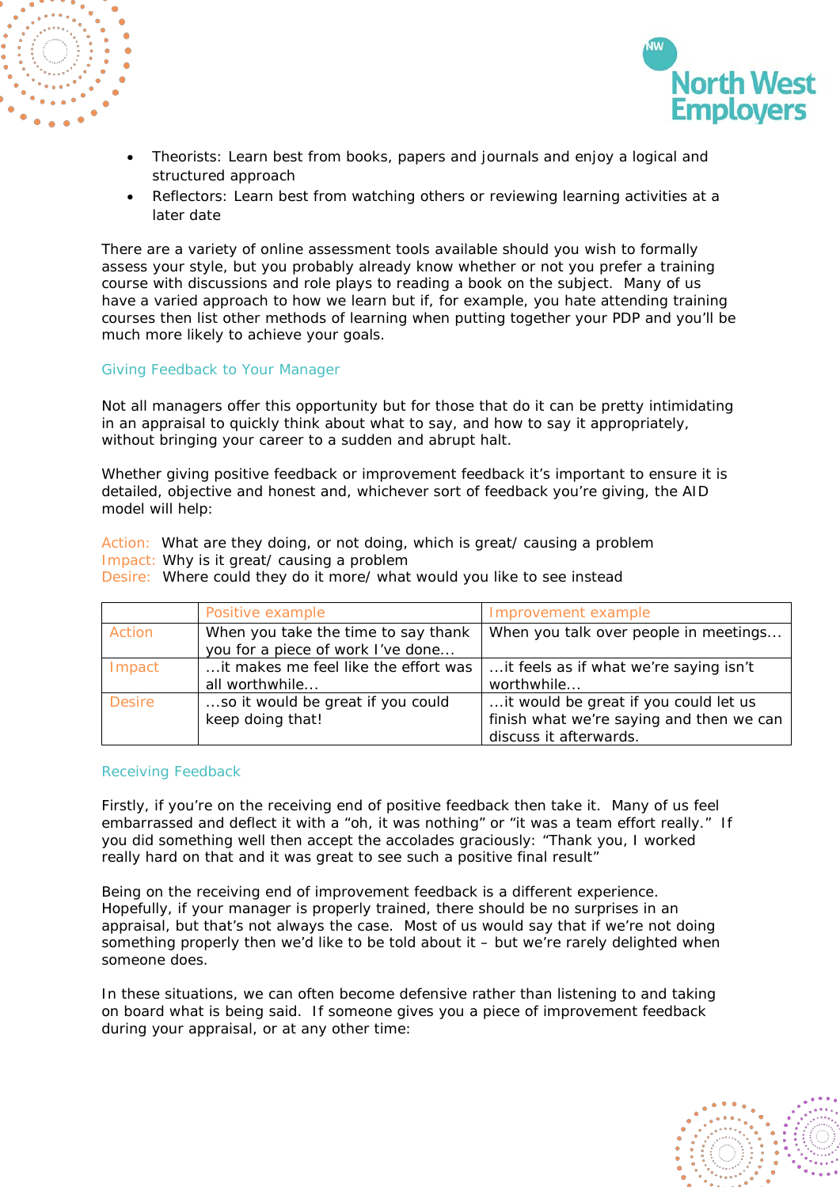- Theorists: Learn best from books, papers and journals and enjoy a logical and structured approach
- Reflectors: Learn best from watching others or reviewing learning activities at a later date

There are a variety of online assessment tools available should you wish to formally assess your style, but you probably already know whether or not you prefer a training course with discussions and role plays to reading a book on the subject. Many of us have a varied approach to how we learn but if, for example, you hate attending training courses then list other methods of learning when putting together your PDP and you'll be much more likely to achieve your goals.

## Giving Feedback to Your Manager

Not all managers offer this opportunity but for those that do it can be pretty intimidating in an appraisal to quickly think about what to say, and how to say it appropriately, without bringing your career to a sudden and abrupt halt.

Whether giving positive feedback or improvement feedback it's important to ensure it is detailed, objective and honest and, whichever sort of feedback you're giving, the AID model will help:

Action: What are they doing, or not doing, which is great/ causing a problem
Impact: Why is it great/ causing a problem
Desire: Where could they do it more/ what would you like to see instead

| | Positive example | Improvement example |
|---|---|---|
| Action | When you take the time to say thank you for a piece of work I've done... | When you talk over people in meetings... |
| Impact | ...it makes me feel like the effort was all worthwhile... | ...it feels as if what we're saying isn't worthwhile... |
| Desire | ...so it would be great if you could keep doing that! | ...it would be great if you could let us finish what we're saying and then we can discuss it afterwards. |

## Receiving Feedback

Firstly, if you're on the receiving end of positive feedback then take it. Many of us feel embarrassed and deflect it with a "oh, it was nothing" or "it was a team effort really." If you did something well then accept the accolades graciously: "Thank you, I worked really hard on that and it was great to see such a positive final result"

Being on the receiving end of improvement feedback is a different experience. Hopefully, if your manager is properly trained, there should be no surprises in an appraisal, but that's not always the case. Most of us would say that if we're not doing something properly then we'd like to be told about it – but we're rarely delighted when someone does.

In these situations, we can often become defensive rather than listening to and taking on board what is being said. If someone gives you a piece of improvement feedback during your appraisal, or at any other time: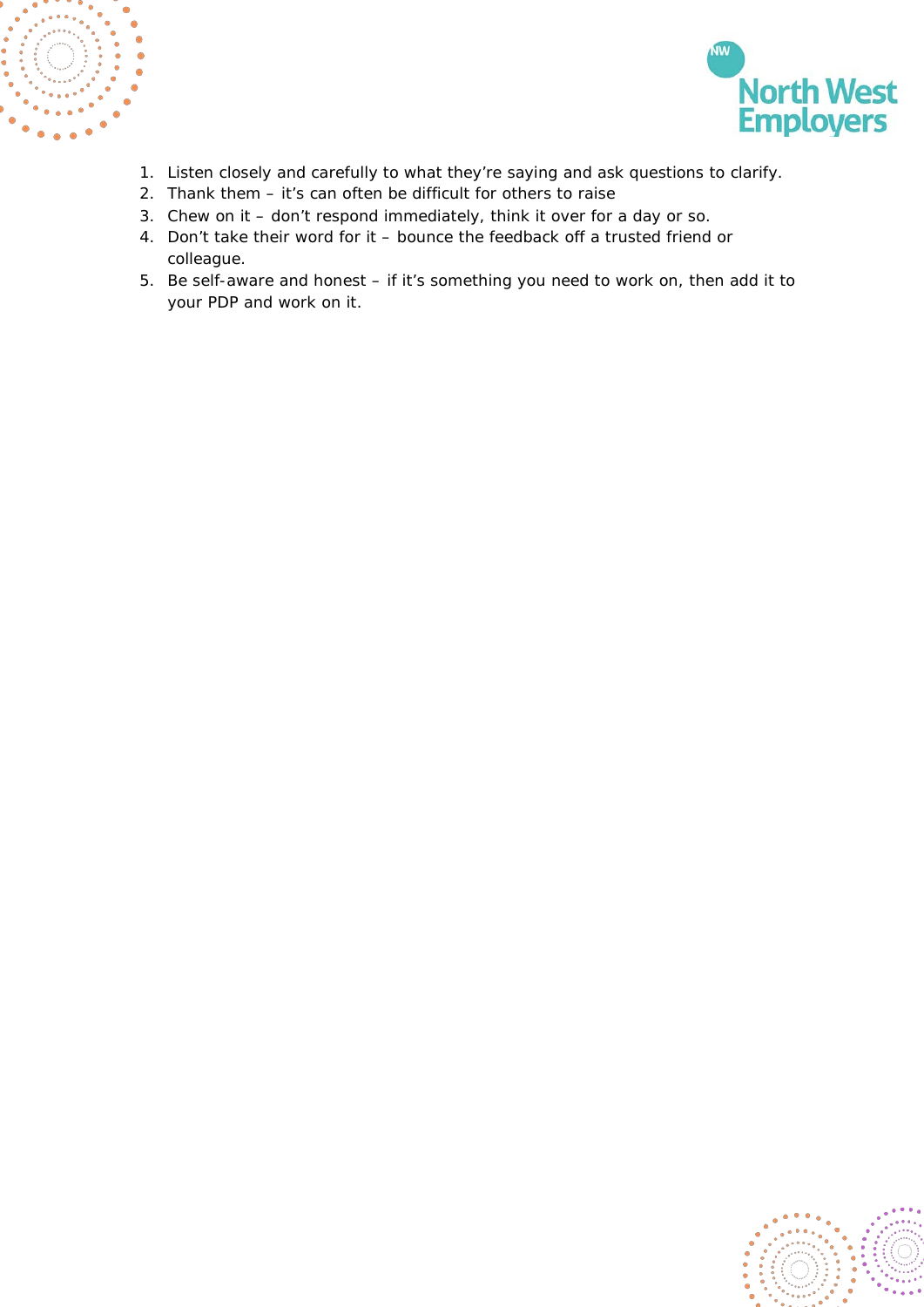1. Listen closely and carefully to what they're saying and ask questions to clarify.
2. Thank them – it's can often be difficult for others to raise
3. Chew on it – don't respond immediately, think it over for a day or so.
4. Don't take their word for it – bounce the feedback off a trusted friend or colleague.
5. Be self-aware and honest – if it's something you need to work on, then add it to your PDP and work on it.